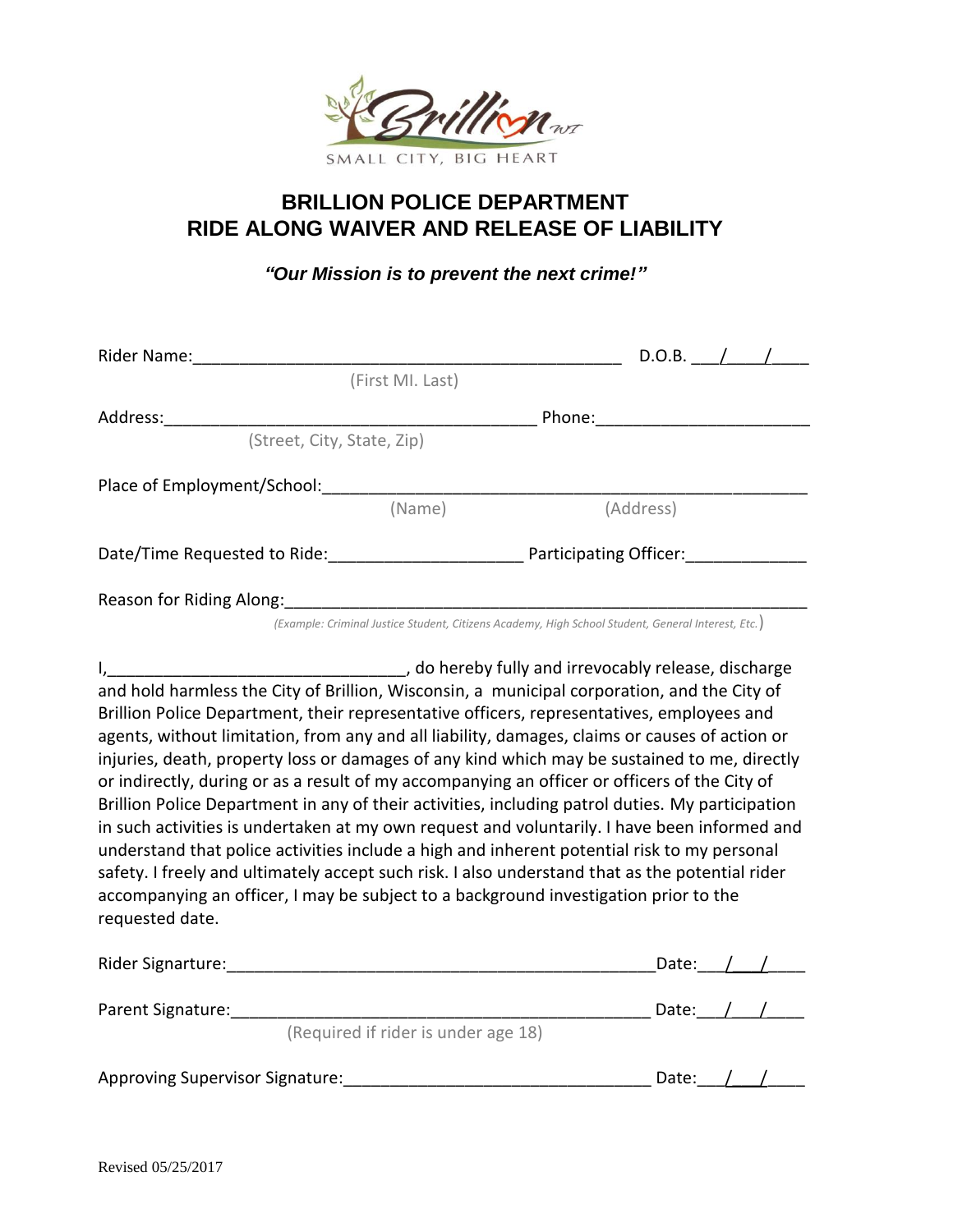Brillion WI

SMALL CITY, BIG HEART

# BRILLION POLICE DEPARTMENT
# RIDE ALONG WAIVER AND RELEASE OF LIABILITY

***"Our Mission is to prevent the next crime!"***

Rider Name:_______________________________________________ D.O.B. ___/____/____
(First MI. Last)

Address:________________________________________ Phone:______________________
(Street, City, State, Zip)

Place of Employment/School:____________________________________________________
(Name) (Address)

Date/Time Requested to Ride:____________________ Participating Officer:_____________

Reason for Riding Along:_______________________________________________________
*(Example: Criminal Justice Student, Citizens Academy, High School Student, General Interest, Etc.)*

I,________________________________, do hereby fully and irrevocably release, discharge and hold harmless the City of Brillion, Wisconsin, a municipal corporation, and the City of Brillion Police Department, their representative officers, representatives, employees and agents, without limitation, from any and all liability, damages, claims or causes of action or injuries, death, property loss or damages of any kind which may be sustained to me, directly or indirectly, during or as a result of my accompanying an officer or officers of the City of Brillion Police Department in any of their activities, including patrol duties. My participation in such activities is undertaken at my own request and voluntarily. I have been informed and understand that police activities include a high and inherent potential risk to my personal safety. I freely and ultimately accept such risk. I also understand that as the potential rider accompanying an officer, I may be subject to a background investigation prior to the requested date.

Rider Signarture:_______________________________________________Date:___/___/____

Parent Signature:______________________________________________ Date:___/___/____
(Required if rider is under age 18)

Approving Supervisor Signature:________________________________ Date:___/___/____

Revised 05/25/2017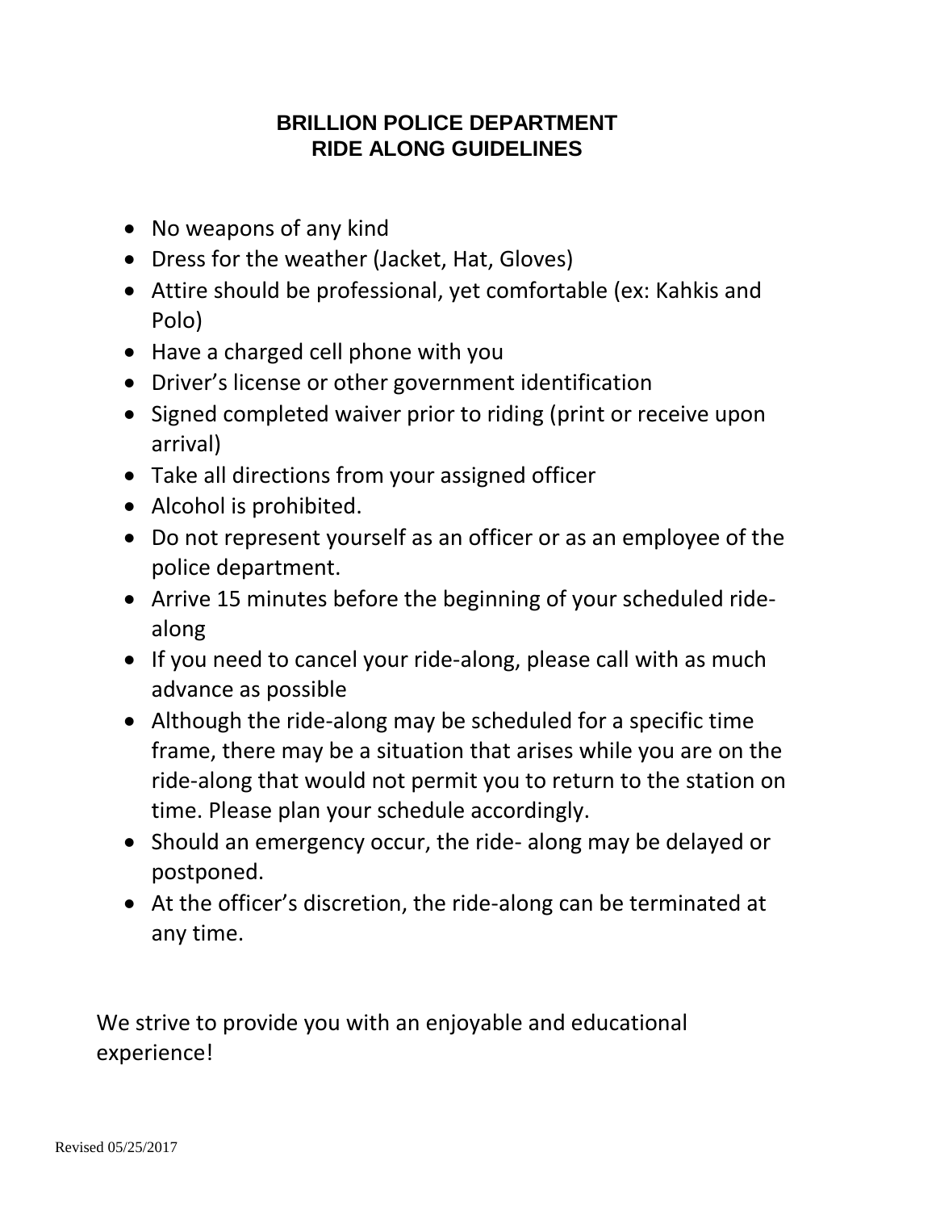# BRILLION POLICE DEPARTMENT
# RIDE ALONG GUIDELINES

- No weapons of any kind
- Dress for the weather (Jacket, Hat, Gloves)
- Attire should be professional, yet comfortable (ex: Kahkis and Polo)
- Have a charged cell phone with you
- Driver's license or other government identification
- Signed completed waiver prior to riding (print or receive upon arrival)
- Take all directions from your assigned officer
- Alcohol is prohibited.
- Do not represent yourself as an officer or as an employee of the police department.
- Arrive 15 minutes before the beginning of your scheduled ride-along
- If you need to cancel your ride-along, please call with as much advance as possible
- Although the ride-along may be scheduled for a specific time frame, there may be a situation that arises while you are on the ride-along that would not permit you to return to the station on time. Please plan your schedule accordingly.
- Should an emergency occur, the ride- along may be delayed or postponed.
- At the officer's discretion, the ride-along can be terminated at any time.

We strive to provide you with an enjoyable and educational experience!

Revised 05/25/2017